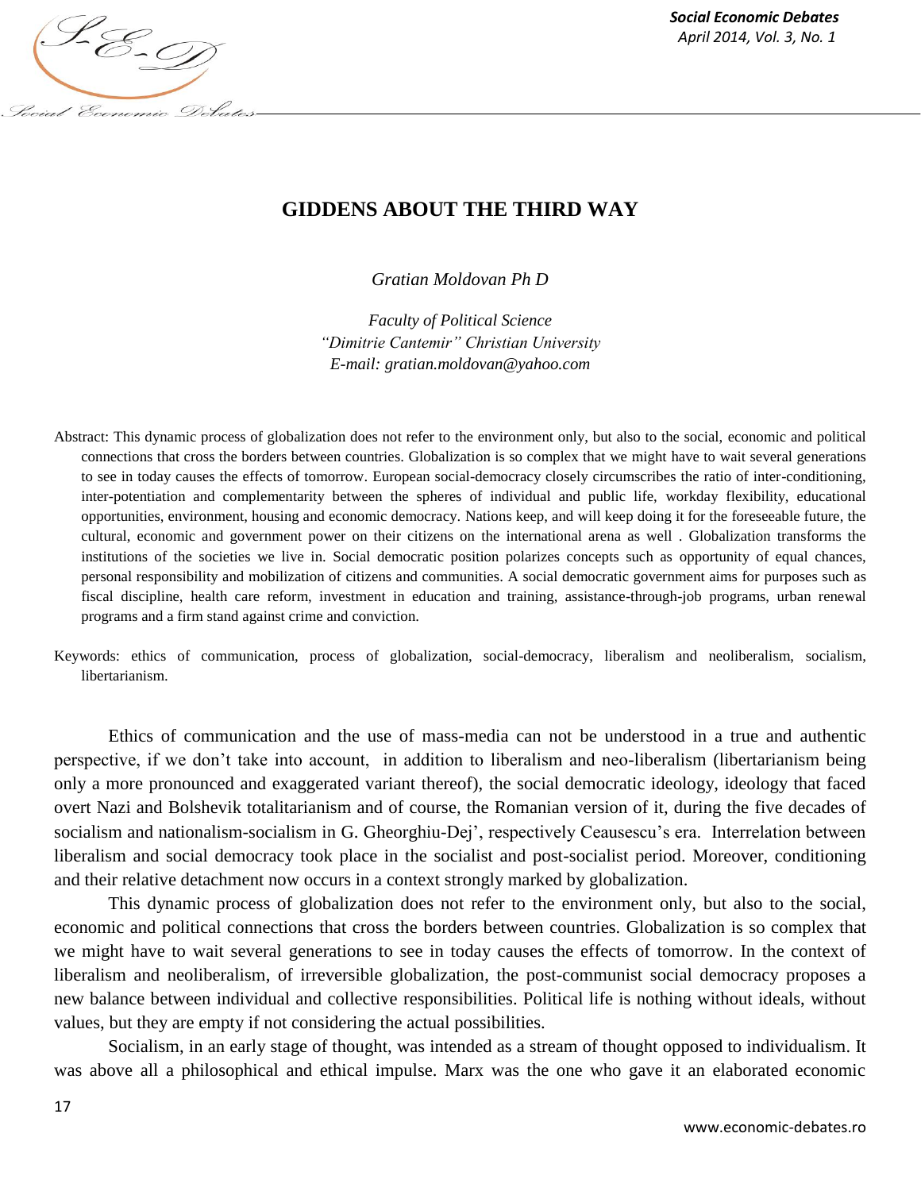# GIDDENS ABOUT THE THIRD WAY

*Gratian Moldovan Ph D*

*Faculty of Political Science*
*"Dimitrie Cantemir" Christian University*
*E-mail: gratian.moldovan@yahoo.com*

Abstract: This dynamic process of globalization does not refer to the environment only, but also to the social, economic and political connections that cross the borders between countries. Globalization is so complex that we might have to wait several generations to see in today causes the effects of tomorrow. European social-democracy closely circumscribes the ratio of inter-conditioning, inter-potentiation and complementarity between the spheres of individual and public life, workday flexibility, educational opportunities, environment, housing and economic democracy. Nations keep, and will keep doing it for the foreseeable future, the cultural, economic and government power on their citizens on the international arena as well . Globalization transforms the institutions of the societies we live in. Social democratic position polarizes concepts such as opportunity of equal chances, personal responsibility and mobilization of citizens and communities. A social democratic government aims for purposes such as fiscal discipline, health care reform, investment in education and training, assistance-through-job programs, urban renewal programs and a firm stand against crime and conviction.

Keywords: ethics of communication, process of globalization, social-democracy, liberalism and neoliberalism, socialism, libertarianism.

Ethics of communication and the use of mass-media can not be understood in a true and authentic perspective, if we don't take into account, in addition to liberalism and neo-liberalism (libertarianism being only a more pronounced and exaggerated variant thereof), the social democratic ideology, ideology that faced overt Nazi and Bolshevik totalitarianism and of course, the Romanian version of it, during the five decades of socialism and nationalism-socialism in G. Gheorghiu-Dej', respectively Ceausescu's era. Interrelation between liberalism and social democracy took place in the socialist and post-socialist period. Moreover, conditioning and their relative detachment now occurs in a context strongly marked by globalization.

This dynamic process of globalization does not refer to the environment only, but also to the social, economic and political connections that cross the borders between countries. Globalization is so complex that we might have to wait several generations to see in today causes the effects of tomorrow. In the context of liberalism and neoliberalism, of irreversible globalization, the post-communist social democracy proposes a new balance between individual and collective responsibilities. Political life is nothing without ideals, without values, but they are empty if not considering the actual possibilities.

Socialism, in an early stage of thought, was intended as a stream of thought opposed to individualism. It was above all a philosophical and ethical impulse. Marx was the one who gave it an elaborated economic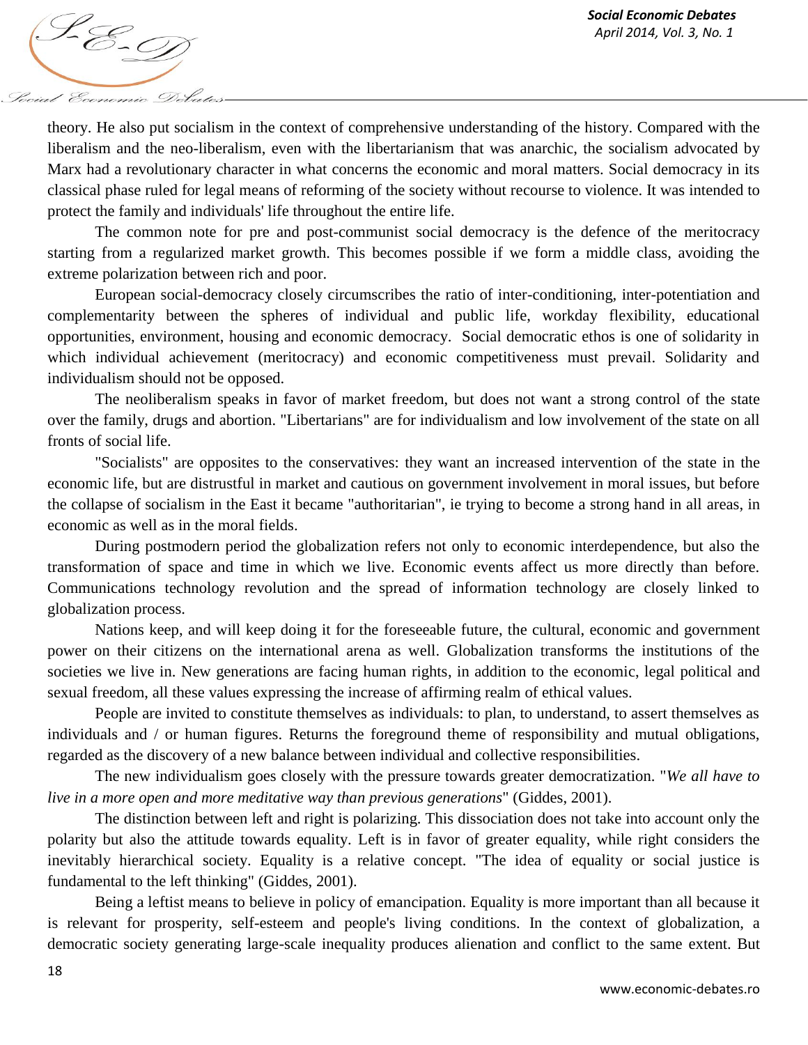theory. He also put socialism in the context of comprehensive understanding of the history. Compared with the liberalism and the neo-liberalism, even with the libertarianism that was anarchic, the socialism advocated by Marx had a revolutionary character in what concerns the economic and moral matters. Social democracy in its classical phase ruled for legal means of reforming of the society without recourse to violence. It was intended to protect the family and individuals' life throughout the entire life.

The common note for pre and post-communist social democracy is the defence of the meritocracy starting from a regularized market growth. This becomes possible if we form a middle class, avoiding the extreme polarization between rich and poor.

European social-democracy closely circumscribes the ratio of inter-conditioning, inter-potentiation and complementarity between the spheres of individual and public life, workday flexibility, educational opportunities, environment, housing and economic democracy. Social democratic ethos is one of solidarity in which individual achievement (meritocracy) and economic competitiveness must prevail. Solidarity and individualism should not be opposed.

The neoliberalism speaks in favor of market freedom, but does not want a strong control of the state over the family, drugs and abortion. "Libertarians" are for individualism and low involvement of the state on all fronts of social life.

"Socialists" are opposites to the conservatives: they want an increased intervention of the state in the economic life, but are distrustful in market and cautious on government involvement in moral issues, but before the collapse of socialism in the East it became "authoritarian", ie trying to become a strong hand in all areas, in economic as well as in the moral fields.

During postmodern period the globalization refers not only to economic interdependence, but also the transformation of space and time in which we live. Economic events affect us more directly than before. Communications technology revolution and the spread of information technology are closely linked to globalization process.

Nations keep, and will keep doing it for the foreseeable future, the cultural, economic and government power on their citizens on the international arena as well. Globalization transforms the institutions of the societies we live in. New generations are facing human rights, in addition to the economic, legal political and sexual freedom, all these values expressing the increase of affirming realm of ethical values.

People are invited to constitute themselves as individuals: to plan, to understand, to assert themselves as individuals and / or human figures. Returns the foreground theme of responsibility and mutual obligations, regarded as the discovery of a new balance between individual and collective responsibilities.

The new individualism goes closely with the pressure towards greater democratization. "*We all have to live in a more open and more meditative way than previous generations*" (Giddes, 2001).

The distinction between left and right is polarizing. This dissociation does not take into account only the polarity but also the attitude towards equality. Left is in favor of greater equality, while right considers the inevitably hierarchical society. Equality is a relative concept. "The idea of equality or social justice is fundamental to the left thinking" (Giddes, 2001).

Being a leftist means to believe in policy of emancipation. Equality is more important than all because it is relevant for prosperity, self-esteem and people's living conditions. In the context of globalization, a democratic society generating large-scale inequality produces alienation and conflict to the same extent. But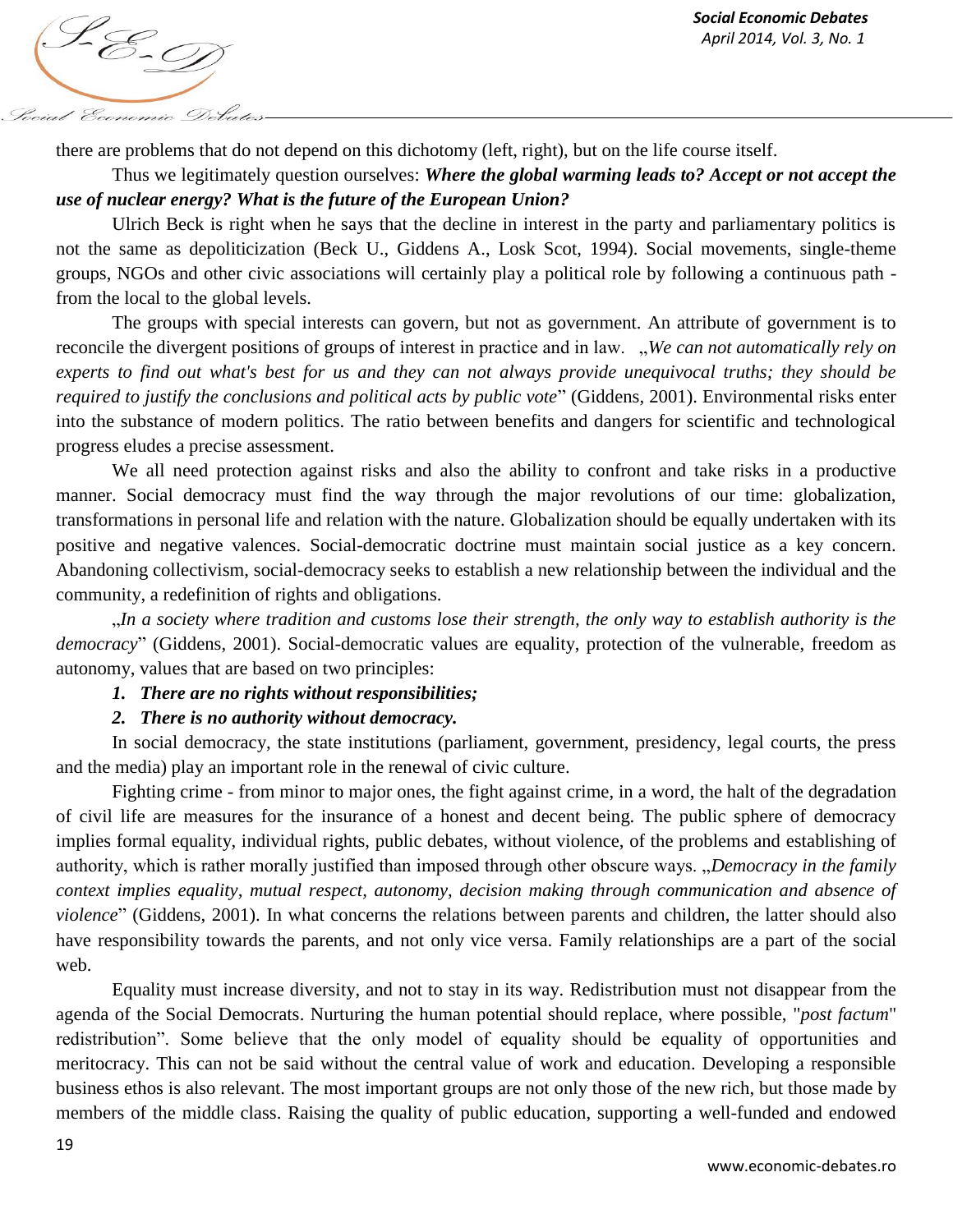there are problems that do not depend on this dichotomy (left, right), but on the life course itself.

Thus we legitimately question ourselves: ***Where the global warming leads to? Accept or not accept the use of nuclear energy? What is the future of the European Union?***

Ulrich Beck is right when he says that the decline in interest in the party and parliamentary politics is not the same as depoliticization (Beck U., Giddens A., Losk Scot, 1994). Social movements, single-theme groups, NGOs and other civic associations will certainly play a political role by following a continuous path - from the local to the global levels.

The groups with special interests can govern, but not as government. An attribute of government is to reconcile the divergent positions of groups of interest in practice and in law. „*We can not automatically rely on experts to find out what's best for us and they can not always provide unequivocal truths; they should be required to justify the conclusions and political acts by public vote*" (Giddens, 2001). Environmental risks enter into the substance of modern politics. The ratio between benefits and dangers for scientific and technological progress eludes a precise assessment.

We all need protection against risks and also the ability to confront and take risks in a productive manner. Social democracy must find the way through the major revolutions of our time: globalization, transformations in personal life and relation with the nature. Globalization should be equally undertaken with its positive and negative valences. Social-democratic doctrine must maintain social justice as a key concern. Abandoning collectivism, social-democracy seeks to establish a new relationship between the individual and the community, a redefinition of rights and obligations.

„*In a society where tradition and customs lose their strength, the only way to establish authority is the democracy*" (Giddens, 2001). Social-democratic values are equality, protection of the vulnerable, freedom as autonomy, values that are based on two principles:

1. ***There are no rights without responsibilities;***
2. ***There is no authority without democracy.***

In social democracy, the state institutions (parliament, government, presidency, legal courts, the press and the media) play an important role in the renewal of civic culture.

Fighting crime - from minor to major ones, the fight against crime, in a word, the halt of the degradation of civil life are measures for the insurance of a honest and decent being. The public sphere of democracy implies formal equality, individual rights, public debates, without violence, of the problems and establishing of authority, which is rather morally justified than imposed through other obscure ways. „*Democracy in the family context implies equality, mutual respect, autonomy, decision making through communication and absence of violence*" (Giddens, 2001). In what concerns the relations between parents and children, the latter should also have responsibility towards the parents, and not only vice versa. Family relationships are a part of the social web.

Equality must increase diversity, and not to stay in its way. Redistribution must not disappear from the agenda of the Social Democrats. Nurturing the human potential should replace, where possible, "*post factum*" redistribution". Some believe that the only model of equality should be equality of opportunities and meritocracy. This can not be said without the central value of work and education. Developing a responsible business ethos is also relevant. The most important groups are not only those of the new rich, but those made by members of the middle class. Raising the quality of public education, supporting a well-funded and endowed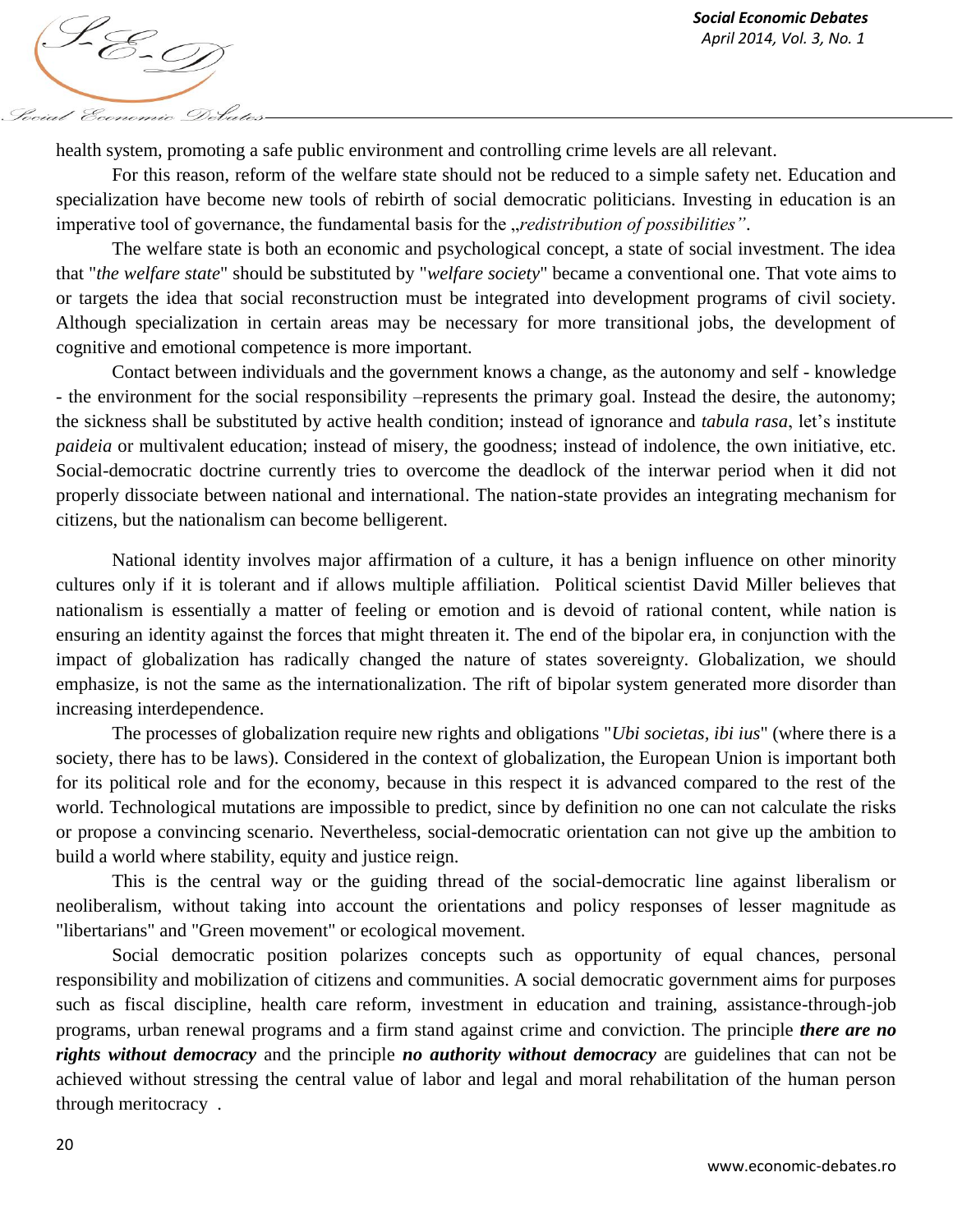health system, promoting a safe public environment and controlling crime levels are all relevant.

For this reason, reform of the welfare state should not be reduced to a simple safety net. Education and specialization have become new tools of rebirth of social democratic politicians. Investing in education is an imperative tool of governance, the fundamental basis for the „*redistribution of possibilities”*.

The welfare state is both an economic and psychological concept, a state of social investment. The idea that "*the welfare state*" should be substituted by "*welfare society*" became a conventional one. That vote aims to or targets the idea that social reconstruction must be integrated into development programs of civil society. Although specialization in certain areas may be necessary for more transitional jobs, the development of cognitive and emotional competence is more important.

Contact between individuals and the government knows a change, as the autonomy and self - knowledge - the environment for the social responsibility –represents the primary goal. Instead the desire, the autonomy; the sickness shall be substituted by active health condition; instead of ignorance and *tabula rasa*, let's institute *paideia* or multivalent education; instead of misery, the goodness; instead of indolence, the own initiative, etc. Social-democratic doctrine currently tries to overcome the deadlock of the interwar period when it did not properly dissociate between national and international. The nation-state provides an integrating mechanism for citizens, but the nationalism can become belligerent.

National identity involves major affirmation of a culture, it has a benign influence on other minority cultures only if it is tolerant and if allows multiple affiliation. Political scientist David Miller believes that nationalism is essentially a matter of feeling or emotion and is devoid of rational content, while nation is ensuring an identity against the forces that might threaten it. The end of the bipolar era, in conjunction with the impact of globalization has radically changed the nature of states sovereignty. Globalization, we should emphasize, is not the same as the internationalization. The rift of bipolar system generated more disorder than increasing interdependence.

The processes of globalization require new rights and obligations "*Ubi societas, ibi ius*" (where there is a society, there has to be laws). Considered in the context of globalization, the European Union is important both for its political role and for the economy, because in this respect it is advanced compared to the rest of the world. Technological mutations are impossible to predict, since by definition no one can not calculate the risks or propose a convincing scenario. Nevertheless, social-democratic orientation can not give up the ambition to build a world where stability, equity and justice reign.

This is the central way or the guiding thread of the social-democratic line against liberalism or neoliberalism, without taking into account the orientations and policy responses of lesser magnitude as "libertarians" and "Green movement" or ecological movement.

Social democratic position polarizes concepts such as opportunity of equal chances, personal responsibility and mobilization of citizens and communities. A social democratic government aims for purposes such as fiscal discipline, health care reform, investment in education and training, assistance-through-job programs, urban renewal programs and a firm stand against crime and conviction. The principle ***there are no rights without democracy*** and the principle ***no authority without democracy*** are guidelines that can not be achieved without stressing the central value of labor and legal and moral rehabilitation of the human person through meritocracy .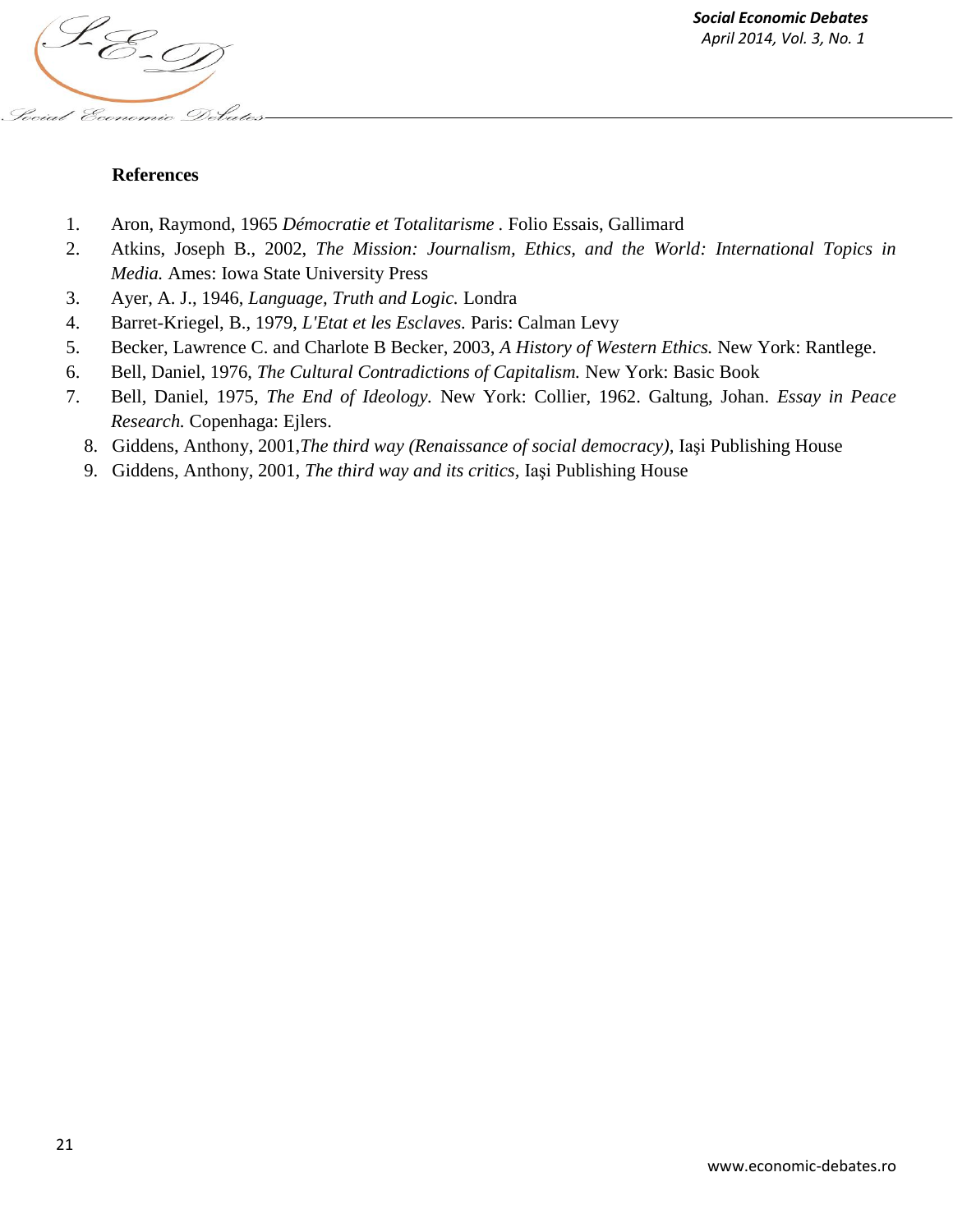**References**

1. Aron, Raymond, 1965 *Démocratie et Totalitarisme* . Folio Essais, Gallimard
2. Atkins, Joseph B., 2002, *The Mission: Journalism, Ethics, and the World: International Topics in Media.* Ames: Iowa State University Press
3. Ayer, A. J., 1946, *Language, Truth and Logic.* Londra
4. Barret-Kriegel, B., 1979, *L'Etat et les Esclaves.* Paris: Calman Levy
5. Becker, Lawrence C. and Charlote B Becker, 2003, *A History of Western Ethics.* New York: Rantlege.
6. Bell, Daniel, 1976, *The Cultural Contradictions of Capitalism.* New York: Basic Book
7. Bell, Daniel, 1975, *The End of Ideology.* New York: Collier, 1962. Galtung, Johan. *Essay in Peace Research.* Copenhaga: Ejlers.
8. Giddens, Anthony, 2001,*The third way (Renaissance of social democracy),* Iaşi Publishing House
9. Giddens, Anthony, 2001, *The third way and its critics,* Iași Publishing House